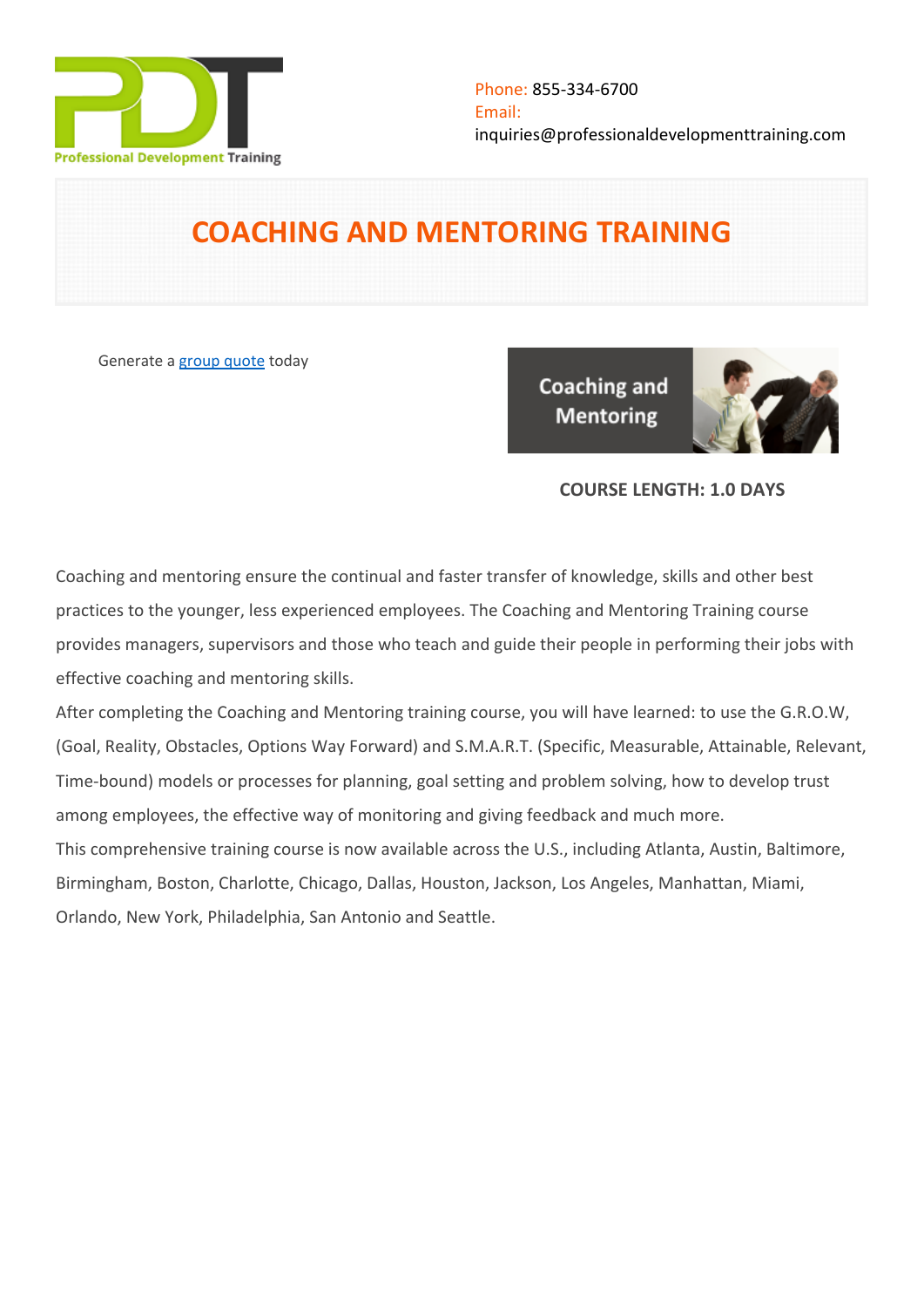Phone: 855-334-6700
Email:
inquiries@professionaldevelopmenttraining.com

# COACHING AND MENTORING TRAINING

Generate a group quote today

**COURSE LENGTH: 1.0 DAYS**

Coaching and mentoring ensure the continual and faster transfer of knowledge, skills and other best practices to the younger, less experienced employees. The Coaching and Mentoring Training course provides managers, supervisors and those who teach and guide their people in performing their jobs with effective coaching and mentoring skills.

After completing the Coaching and Mentoring training course, you will have learned: to use the G.R.O.W, (Goal, Reality, Obstacles, Options Way Forward) and S.M.A.R.T. (Specific, Measurable, Attainable, Relevant, Time-bound) models or processes for planning, goal setting and problem solving, how to develop trust among employees, the effective way of monitoring and giving feedback and much more.

This comprehensive training course is now available across the U.S., including Atlanta, Austin, Baltimore, Birmingham, Boston, Charlotte, Chicago, Dallas, Houston, Jackson, Los Angeles, Manhattan, Miami, Orlando, New York, Philadelphia, San Antonio and Seattle.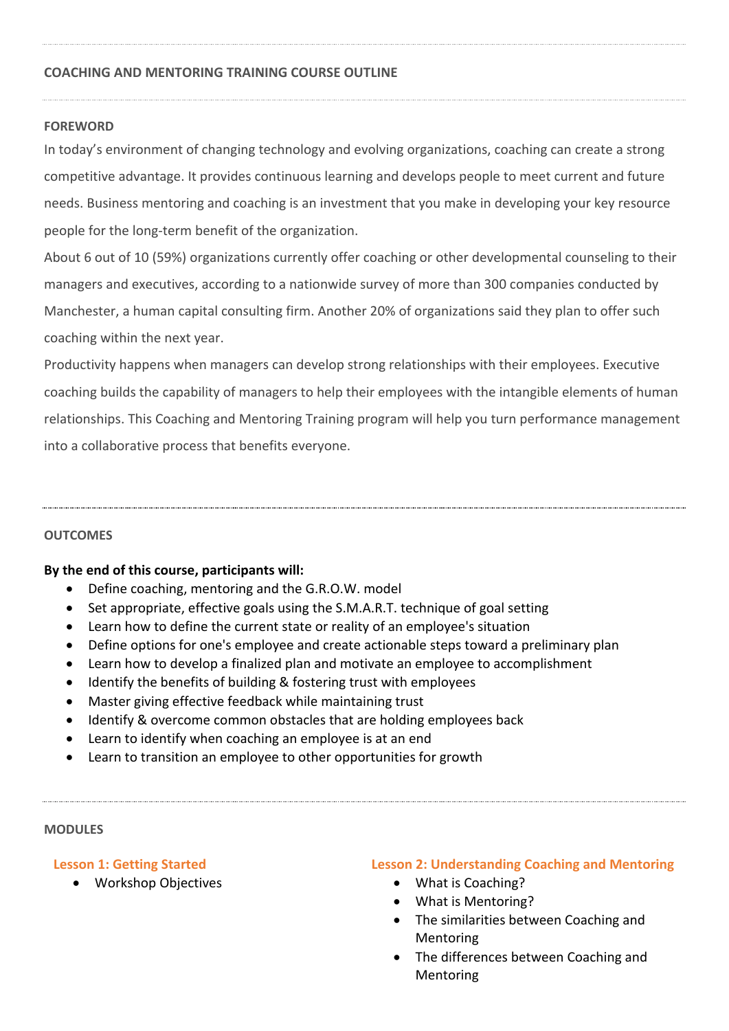# COACHING AND MENTORING TRAINING COURSE OUTLINE

## FOREWORD

In today's environment of changing technology and evolving organizations, coaching can create a strong competitive advantage. It provides continuous learning and develops people to meet current and future needs. Business mentoring and coaching is an investment that you make in developing your key resource people for the long-term benefit of the organization.

About 6 out of 10 (59%) organizations currently offer coaching or other developmental counseling to their managers and executives, according to a nationwide survey of more than 300 companies conducted by Manchester, a human capital consulting firm. Another 20% of organizations said they plan to offer such coaching within the next year.

Productivity happens when managers can develop strong relationships with their employees. Executive coaching builds the capability of managers to help their employees with the intangible elements of human relationships. This Coaching and Mentoring Training program will help you turn performance management into a collaborative process that benefits everyone.

## OUTCOMES

**By the end of this course, participants will:**

- Define coaching, mentoring and the G.R.O.W. model
- Set appropriate, effective goals using the S.M.A.R.T. technique of goal setting
- Learn how to define the current state or reality of an employee's situation
- Define options for one's employee and create actionable steps toward a preliminary plan
- Learn how to develop a finalized plan and motivate an employee to accomplishment
- Identify the benefits of building & fostering trust with employees
- Master giving effective feedback while maintaining trust
- Identify & overcome common obstacles that are holding employees back
- Learn to identify when coaching an employee is at an end
- Learn to transition an employee to other opportunities for growth

## MODULES

### Lesson 1: Getting Started

- Workshop Objectives

### Lesson 2: Understanding Coaching and Mentoring

- What is Coaching?
- What is Mentoring?
- The similarities between Coaching and Mentoring
- The differences between Coaching and Mentoring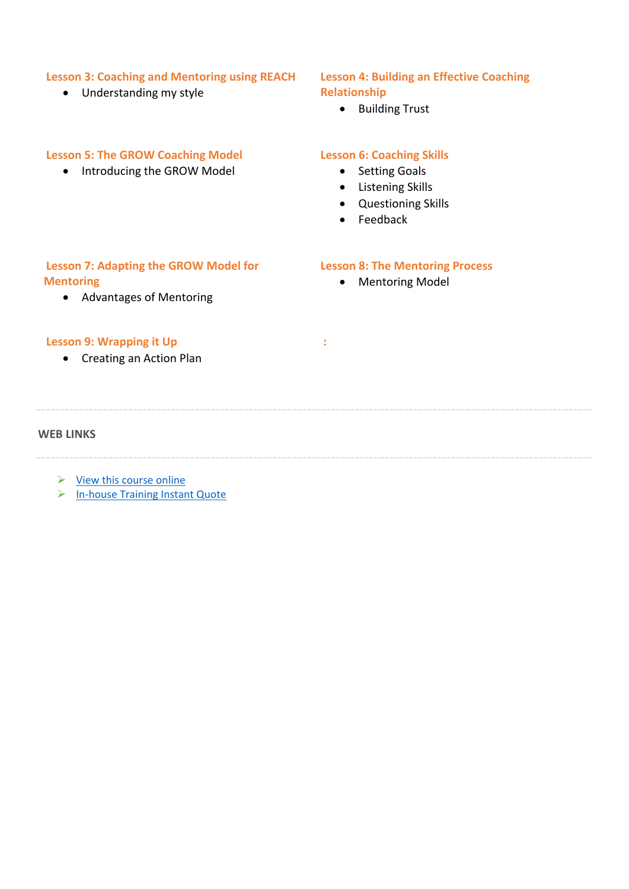### Lesson 3: Coaching and Mentoring using REACH

- Understanding my style

### Lesson 4: Building an Effective Coaching Relationship

- Building Trust

### Lesson 5: The GROW Coaching Model

- Introducing the GROW Model

### Lesson 6: Coaching Skills

- Setting Goals
- Listening Skills
- Questioning Skills
- Feedback

### Lesson 7: Adapting the GROW Model for Mentoring

- Advantages of Mentoring

### Lesson 8: The Mentoring Process

- Mentoring Model

### Lesson 9: Wrapping it Up

- Creating an Action Plan

:

---

## WEB LINKS

---

- View this course online
- In-house Training Instant Quote